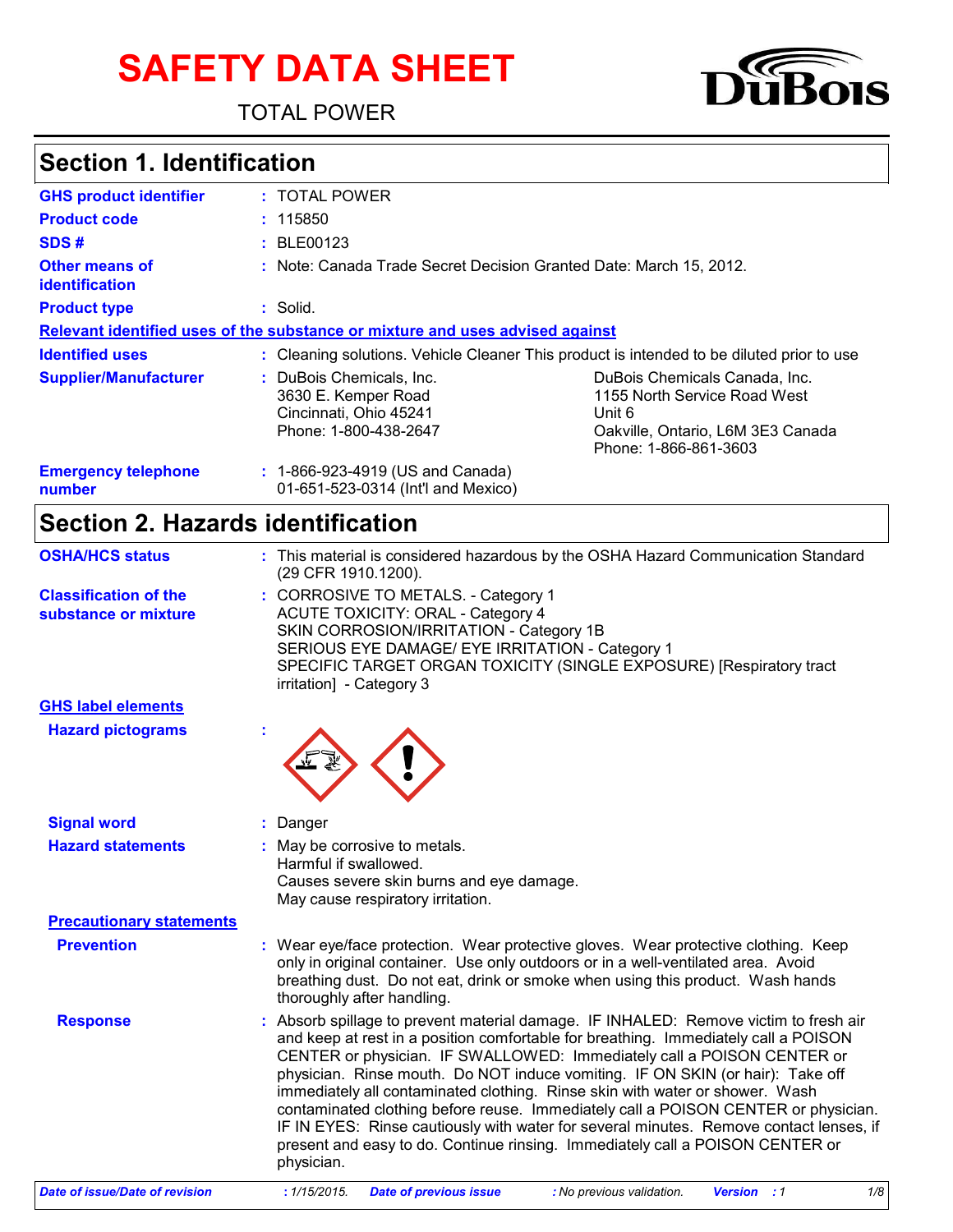# SAFETY DATA SHEET

TOTAL POWER

## Section 1. Identification

| | |
|---|---|
| **GHS product identifier** | : TOTAL POWER |
| **Product code** | : 115850 |
| **SDS #** | : BLE00123 |
| **Other means of identification** | : Note: Canada Trade Secret Decision Granted Date: March 15, 2012. |
| **Product type** | : Solid. |

**Relevant identified uses of the substance or mixture and uses advised against**

| | |
|---|---|
| **Identified uses** | : Cleaning solutions. Vehicle Cleaner This product is intended to be diluted prior to use |
| **Supplier/Manufacturer** | : DuBois Chemicals, Inc.<br>3630 E. Kemper Road<br>Cincinnati, Ohio 45241<br>Phone: 1-800-438-2647<br><br>DuBois Chemicals Canada, Inc.<br>1155 North Service Road West<br>Unit 6<br>Oakville, Ontario, L6M 3E3 Canada<br>Phone: 1-866-861-3603 |
| **Emergency telephone number** | : 1-866-923-4919 (US and Canada)<br>01-651-523-0314 (Int'l and Mexico) |

## Section 2. Hazards identification

| | |
|---|---|
| **OSHA/HCS status** | : This material is considered hazardous by the OSHA Hazard Communication Standard (29 CFR 1910.1200). |
| **Classification of the substance or mixture** | : CORROSIVE TO METALS. - Category 1<br>ACUTE TOXICITY: ORAL - Category 4<br>SKIN CORROSION/IRRITATION - Category 1B<br>SERIOUS EYE DAMAGE/ EYE IRRITATION - Category 1<br>SPECIFIC TARGET ORGAN TOXICITY (SINGLE EXPOSURE) [Respiratory tract irritation] - Category 3 |

**GHS label elements**

| | |
|---|---|
| **Hazard pictograms** | : |
| **Signal word** | : Danger |
| **Hazard statements** | : May be corrosive to metals.<br>Harmful if swallowed.<br>Causes severe skin burns and eye damage.<br>May cause respiratory irritation. |

**Precautionary statements**

| | |
|---|---|
| **Prevention** | : Wear eye/face protection. Wear protective gloves. Wear protective clothing. Keep only in original container. Use only outdoors or in a well-ventilated area. Avoid breathing dust. Do not eat, drink or smoke when using this product. Wash hands thoroughly after handling. |
| **Response** | : Absorb spillage to prevent material damage. IF INHALED: Remove victim to fresh air and keep at rest in a position comfortable for breathing. Immediately call a POISON CENTER or physician. IF SWALLOWED: Immediately call a POISON CENTER or physician. Rinse mouth. Do NOT induce vomiting. IF ON SKIN (or hair): Take off immediately all contaminated clothing. Rinse skin with water or shower. Wash contaminated clothing before reuse. Immediately call a POISON CENTER or physician. IF IN EYES: Rinse cautiously with water for several minutes. Remove contact lenses, if present and easy to do. Continue rinsing. Immediately call a POISON CENTER or physician. |

*Date of issue/Date of revision : 1/15/2015. Date of previous issue : No previous validation. Version : 1*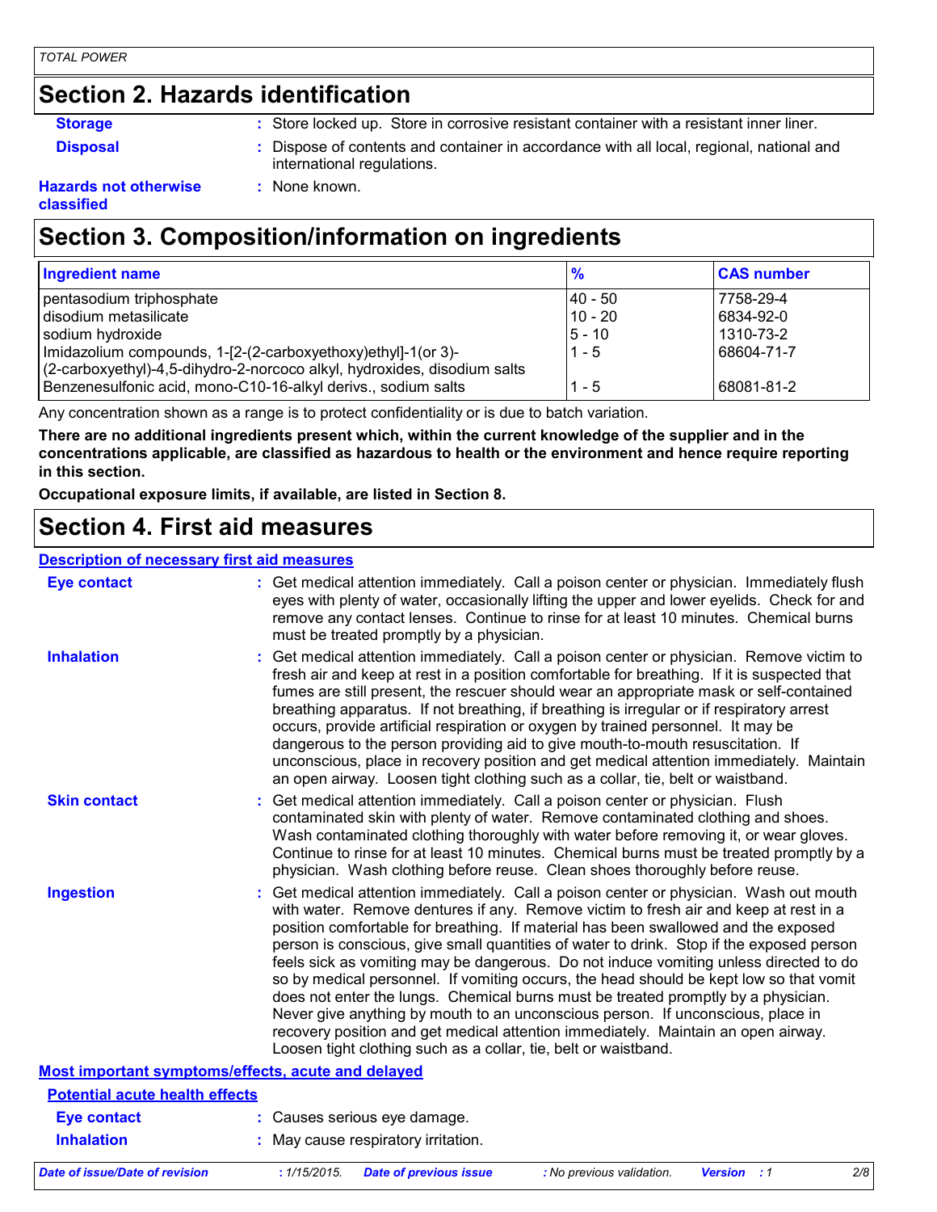## Section 2. Hazards identification

**Storage** : Store locked up. Store in corrosive resistant container with a resistant inner liner.

**Disposal** : Dispose of contents and container in accordance with all local, regional, national and international regulations.

**Hazards not otherwise classified** : None known.

## Section 3. Composition/information on ingredients

| Ingredient name | % | CAS number |
|---|---|---|
| pentasodium triphosphate | 40 - 50 | 7758-29-4 |
| disodium metasilicate | 10 - 20 | 6834-92-0 |
| sodium hydroxide | 5 - 10 | 1310-73-2 |
| Imidazolium compounds, 1-[2-(2-carboxyethoxy)ethyl]-1(or 3)-(2-carboxyethyl)-4,5-dihydro-2-norcoco alkyl, hydroxides, disodium salts | 1 - 5 | 68604-71-7 |
| Benzenesulfonic acid, mono-C10-16-alkyl derivs., sodium salts | 1 - 5 | 68081-81-2 |

Any concentration shown as a range is to protect confidentiality or is due to batch variation.

**There are no additional ingredients present which, within the current knowledge of the supplier and in the concentrations applicable, are classified as hazardous to health or the environment and hence require reporting in this section.**

**Occupational exposure limits, if available, are listed in Section 8.**

## Section 4. First aid measures

### Description of necessary first aid measures

**Eye contact** : Get medical attention immediately. Call a poison center or physician. Immediately flush eyes with plenty of water, occasionally lifting the upper and lower eyelids. Check for and remove any contact lenses. Continue to rinse for at least 10 minutes. Chemical burns must be treated promptly by a physician.

**Inhalation** : Get medical attention immediately. Call a poison center or physician. Remove victim to fresh air and keep at rest in a position comfortable for breathing. If it is suspected that fumes are still present, the rescuer should wear an appropriate mask or self-contained breathing apparatus. If not breathing, if breathing is irregular or if respiratory arrest occurs, provide artificial respiration or oxygen by trained personnel. It may be dangerous to the person providing aid to give mouth-to-mouth resuscitation. If unconscious, place in recovery position and get medical attention immediately. Maintain an open airway. Loosen tight clothing such as a collar, tie, belt or waistband.

**Skin contact** : Get medical attention immediately. Call a poison center or physician. Flush contaminated skin with plenty of water. Remove contaminated clothing and shoes. Wash contaminated clothing thoroughly with water before removing it, or wear gloves. Continue to rinse for at least 10 minutes. Chemical burns must be treated promptly by a physician. Wash clothing before reuse. Clean shoes thoroughly before reuse.

**Ingestion** : Get medical attention immediately. Call a poison center or physician. Wash out mouth with water. Remove dentures if any. Remove victim to fresh air and keep at rest in a position comfortable for breathing. If material has been swallowed and the exposed person is conscious, give small quantities of water to drink. Stop if the exposed person feels sick as vomiting may be dangerous. Do not induce vomiting unless directed to do so by medical personnel. If vomiting occurs, the head should be kept low so that vomit does not enter the lungs. Chemical burns must be treated promptly by a physician. Never give anything by mouth to an unconscious person. If unconscious, place in recovery position and get medical attention immediately. Maintain an open airway. Loosen tight clothing such as a collar, tie, belt or waistband.

### Most important symptoms/effects, acute and delayed

#### Potential acute health effects

**Eye contact** : Causes serious eye damage.

**Inhalation** : May cause respiratory irritation.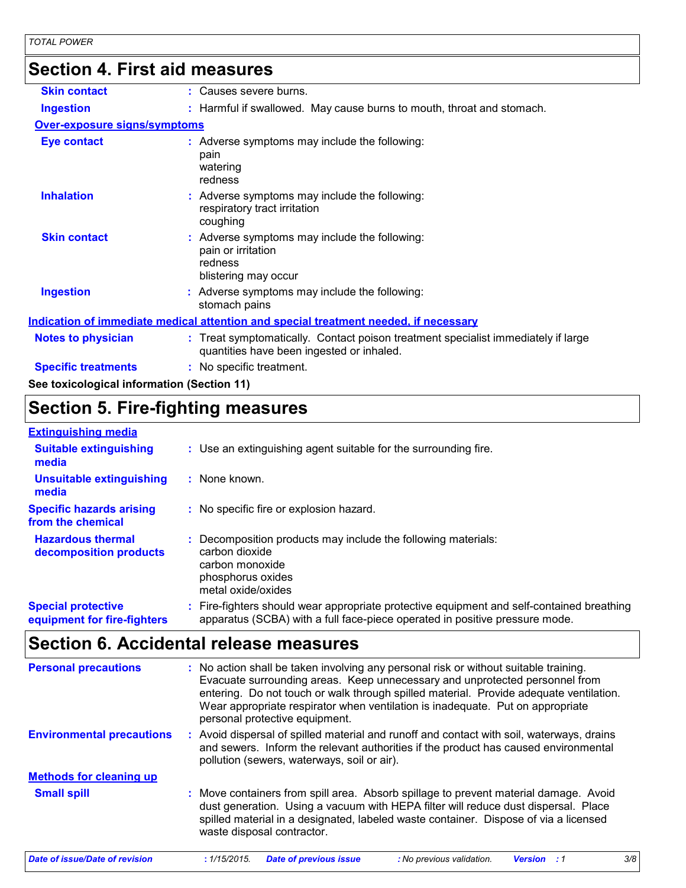## Section 4. First aid measures

**Skin contact** : Causes severe burns.

**Ingestion** : Harmful if swallowed. May cause burns to mouth, throat and stomach.

**Over-exposure signs/symptoms**

**Eye contact** : Adverse symptoms may include the following:
pain
watering
redness

**Inhalation** : Adverse symptoms may include the following:
respiratory tract irritation
coughing

**Skin contact** : Adverse symptoms may include the following:
pain or irritation
redness
blistering may occur

**Ingestion** : Adverse symptoms may include the following:
stomach pains

**Indication of immediate medical attention and special treatment needed, if necessary**

**Notes to physician** : Treat symptomatically. Contact poison treatment specialist immediately if large quantities have been ingested or inhaled.

**Specific treatments** : No specific treatment.

**See toxicological information (Section 11)**

## Section 5. Fire-fighting measures

**Extinguishing media**

**Suitable extinguishing media** : Use an extinguishing agent suitable for the surrounding fire.

**Unsuitable extinguishing media** : None known.

**Specific hazards arising from the chemical** : No specific fire or explosion hazard.

**Hazardous thermal decomposition products** : Decomposition products may include the following materials:
carbon dioxide
carbon monoxide
phosphorus oxides
metal oxide/oxides

**Special protective equipment for fire-fighters** : Fire-fighters should wear appropriate protective equipment and self-contained breathing apparatus (SCBA) with a full face-piece operated in positive pressure mode.

## Section 6. Accidental release measures

**Personal precautions** : No action shall be taken involving any personal risk or without suitable training. Evacuate surrounding areas. Keep unnecessary and unprotected personnel from entering. Do not touch or walk through spilled material. Provide adequate ventilation. Wear appropriate respirator when ventilation is inadequate. Put on appropriate personal protective equipment.

**Environmental precautions** : Avoid dispersal of spilled material and runoff and contact with soil, waterways, drains and sewers. Inform the relevant authorities if the product has caused environmental pollution (sewers, waterways, soil or air).

**Methods for cleaning up**

**Small spill** : Move containers from spill area. Absorb spillage to prevent material damage. Avoid dust generation. Using a vacuum with HEPA filter will reduce dust dispersal. Place spilled material in a designated, labeled waste container. Dispose of via a licensed waste disposal contractor.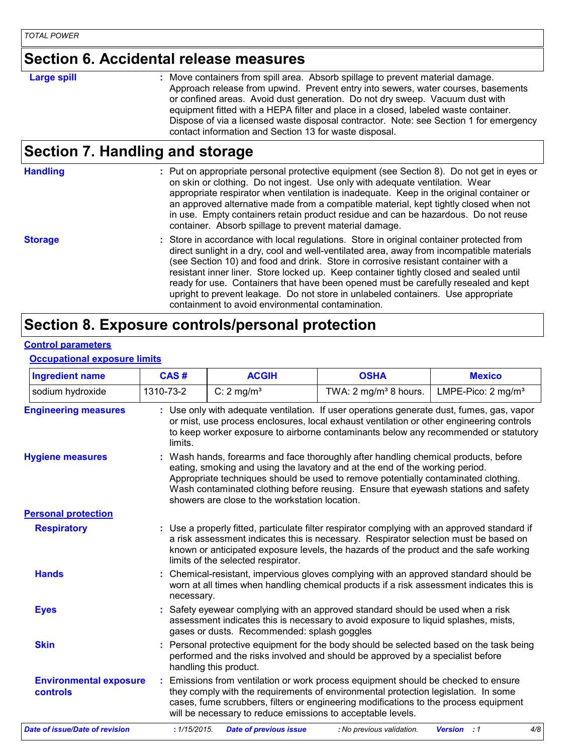## Section 6. Accidental release measures

**Large spill** : Move containers from spill area. Absorb spillage to prevent material damage. Approach release from upwind. Prevent entry into sewers, water courses, basements or confined areas. Avoid dust generation. Do not dry sweep. Vacuum dust with equipment fitted with a HEPA filter and place in a closed, labeled waste container. Dispose of via a licensed waste disposal contractor. Note: see Section 1 for emergency contact information and Section 13 for waste disposal.

## Section 7. Handling and storage

**Handling** : Put on appropriate personal protective equipment (see Section 8). Do not get in eyes or on skin or clothing. Do not ingest. Use only with adequate ventilation. Wear appropriate respirator when ventilation is inadequate. Keep in the original container or an approved alternative made from a compatible material, kept tightly closed when not in use. Empty containers retain product residue and can be hazardous. Do not reuse container. Absorb spillage to prevent material damage.

**Storage** : Store in accordance with local regulations. Store in original container protected from direct sunlight in a dry, cool and well-ventilated area, away from incompatible materials (see Section 10) and food and drink. Store in corrosive resistant container with a resistant inner liner. Store locked up. Keep container tightly closed and sealed until ready for use. Containers that have been opened must be carefully resealed and kept upright to prevent leakage. Do not store in unlabeled containers. Use appropriate containment to avoid environmental contamination.

## Section 8. Exposure controls/personal protection

**Control parameters**

**Occupational exposure limits**

| Ingredient name | CAS # | ACGIH | OSHA | Mexico |
|---|---|---|---|---|
| sodium hydroxide | 1310-73-2 | C: 2 mg/m³ | TWA: 2 mg/m³ 8 hours. | LMPE-Pico: 2 mg/m³ |

**Engineering measures** : Use only with adequate ventilation. If user operations generate dust, fumes, gas, vapor or mist, use process enclosures, local exhaust ventilation or other engineering controls to keep worker exposure to airborne contaminants below any recommended or statutory limits.

**Hygiene measures** : Wash hands, forearms and face thoroughly after handling chemical products, before eating, smoking and using the lavatory and at the end of the working period. Appropriate techniques should be used to remove potentially contaminated clothing. Wash contaminated clothing before reusing. Ensure that eyewash stations and safety showers are close to the workstation location.

**Personal protection**

**Respiratory** : Use a properly fitted, particulate filter respirator complying with an approved standard if a risk assessment indicates this is necessary. Respirator selection must be based on known or anticipated exposure levels, the hazards of the product and the safe working limits of the selected respirator.

**Hands** : Chemical-resistant, impervious gloves complying with an approved standard should be worn at all times when handling chemical products if a risk assessment indicates this is necessary.

**Eyes** : Safety eyewear complying with an approved standard should be used when a risk assessment indicates this is necessary to avoid exposure to liquid splashes, mists, gases or dusts. Recommended: splash goggles

**Skin** : Personal protective equipment for the body should be selected based on the task being performed and the risks involved and should be approved by a specialist before handling this product.

**Environmental exposure controls** : Emissions from ventilation or work process equipment should be checked to ensure they comply with the requirements of environmental protection legislation. In some cases, fume scrubbers, filters or engineering modifications to the process equipment will be necessary to reduce emissions to acceptable levels.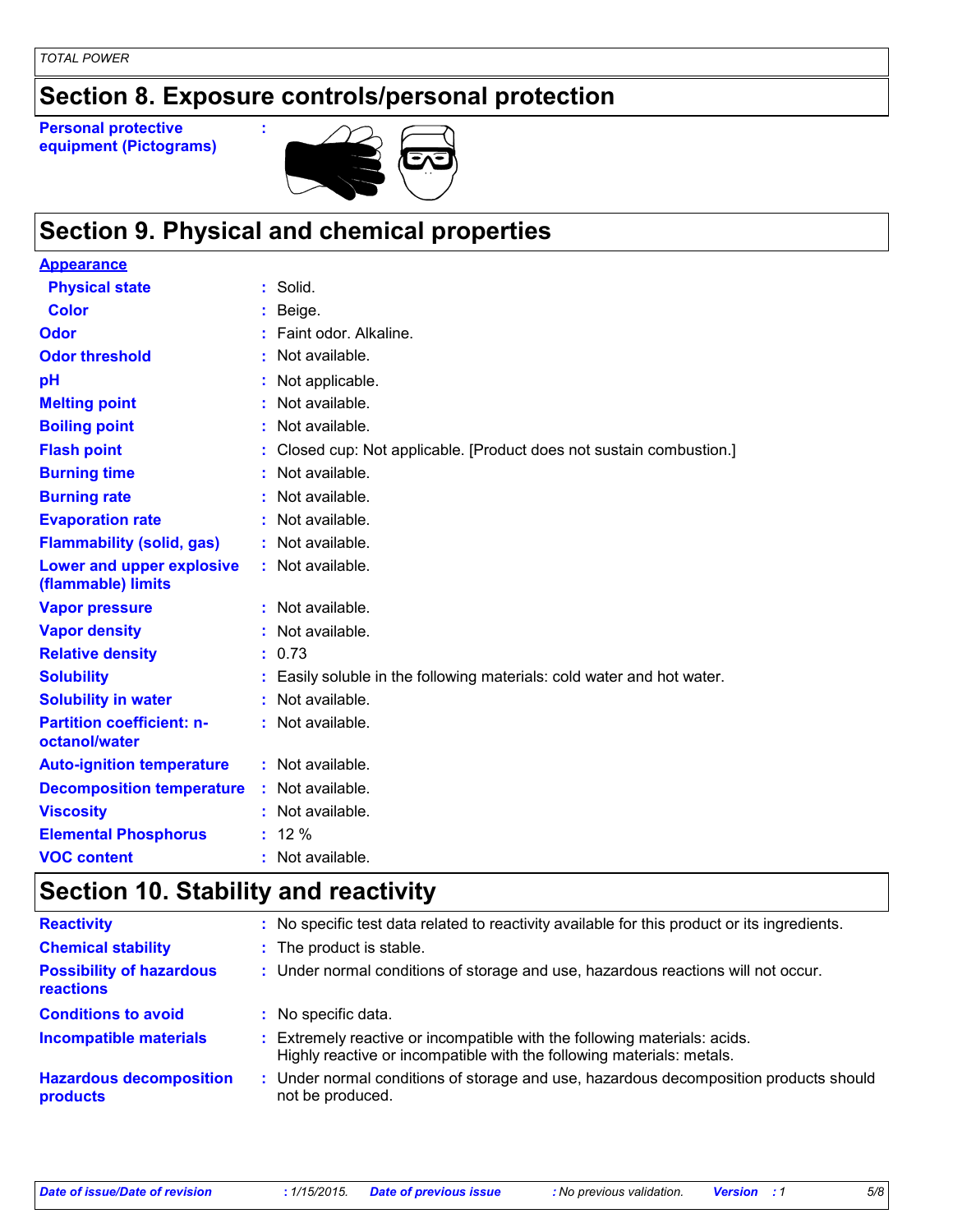## Section 8. Exposure controls/personal protection

**Personal protective equipment (Pictograms)** :

## Section 9. Physical and chemical properties

| | |
|---|---|
| **Appearance** | |
| **Physical state** | : Solid. |
| **Color** | : Beige. |
| **Odor** | : Faint odor. Alkaline. |
| **Odor threshold** | : Not available. |
| **pH** | : Not applicable. |
| **Melting point** | : Not available. |
| **Boiling point** | : Not available. |
| **Flash point** | : Closed cup: Not applicable. [Product does not sustain combustion.] |
| **Burning time** | : Not available. |
| **Burning rate** | : Not available. |
| **Evaporation rate** | : Not available. |
| **Flammability (solid, gas)** | : Not available. |
| **Lower and upper explosive (flammable) limits** | : Not available. |
| **Vapor pressure** | : Not available. |
| **Vapor density** | : Not available. |
| **Relative density** | : 0.73 |
| **Solubility** | : Easily soluble in the following materials: cold water and hot water. |
| **Solubility in water** | : Not available. |
| **Partition coefficient: n-octanol/water** | : Not available. |
| **Auto-ignition temperature** | : Not available. |
| **Decomposition temperature** | : Not available. |
| **Viscosity** | : Not available. |
| **Elemental Phosphorus** | : 12 % |
| **VOC content** | : Not available. |

## Section 10. Stability and reactivity

| | |
|---|---|
| **Reactivity** | : No specific test data related to reactivity available for this product or its ingredients. |
| **Chemical stability** | : The product is stable. |
| **Possibility of hazardous reactions** | : Under normal conditions of storage and use, hazardous reactions will not occur. |
| **Conditions to avoid** | : No specific data. |
| **Incompatible materials** | : Extremely reactive or incompatible with the following materials: acids. Highly reactive or incompatible with the following materials: metals. |
| **Hazardous decomposition products** | : Under normal conditions of storage and use, hazardous decomposition products should not be produced. |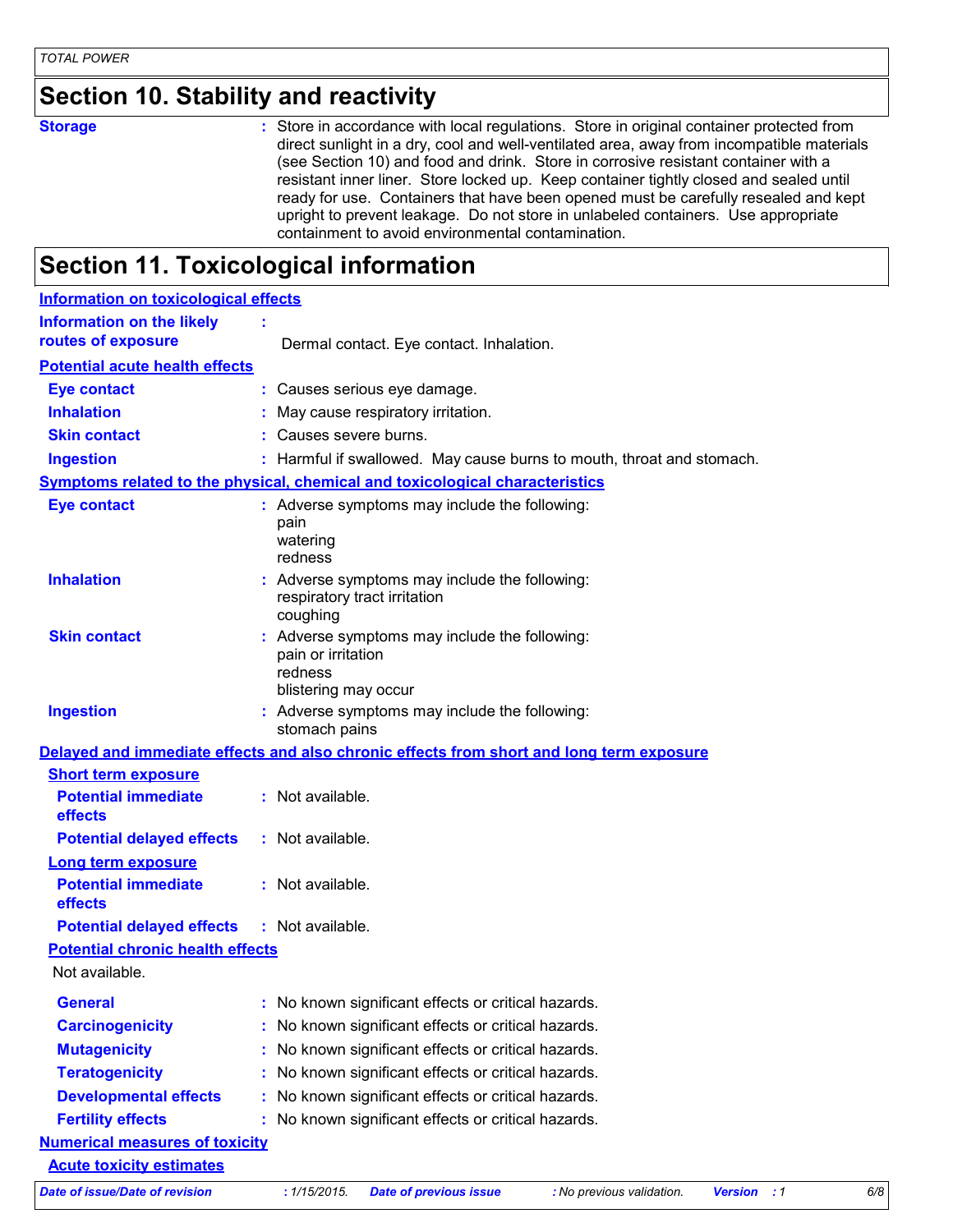## Section 10. Stability and reactivity

**Storage** : Store in accordance with local regulations. Store in original container protected from direct sunlight in a dry, cool and well-ventilated area, away from incompatible materials (see Section 10) and food and drink. Store in corrosive resistant container with a resistant inner liner. Store locked up. Keep container tightly closed and sealed until ready for use. Containers that have been opened must be carefully resealed and kept upright to prevent leakage. Do not store in unlabeled containers. Use appropriate containment to avoid environmental contamination.

## Section 11. Toxicological information

**Information on toxicological effects**

**Information on the likely routes of exposure** : Dermal contact. Eye contact. Inhalation.

**Potential acute health effects**

**Eye contact** : Causes serious eye damage.

**Inhalation** : May cause respiratory irritation.

**Skin contact** : Causes severe burns.

**Ingestion** : Harmful if swallowed. May cause burns to mouth, throat and stomach.

**Symptoms related to the physical, chemical and toxicological characteristics**

**Eye contact** : Adverse symptoms may include the following:
pain
watering
redness

**Inhalation** : Adverse symptoms may include the following:
respiratory tract irritation
coughing

**Skin contact** : Adverse symptoms may include the following:
pain or irritation
redness
blistering may occur

**Ingestion** : Adverse symptoms may include the following:
stomach pains

**Delayed and immediate effects and also chronic effects from short and long term exposure**

**Short term exposure**

**Potential immediate effects** : Not available.

**Potential delayed effects** : Not available.

**Long term exposure**

**Potential immediate effects** : Not available.

**Potential delayed effects** : Not available.

**Potential chronic health effects**

Not available.

**General** : No known significant effects or critical hazards.

**Carcinogenicity** : No known significant effects or critical hazards.

**Mutagenicity** : No known significant effects or critical hazards.

**Teratogenicity** : No known significant effects or critical hazards.

**Developmental effects** : No known significant effects or critical hazards.

**Fertility effects** : No known significant effects or critical hazards.

**Numerical measures of toxicity**

**Acute toxicity estimates**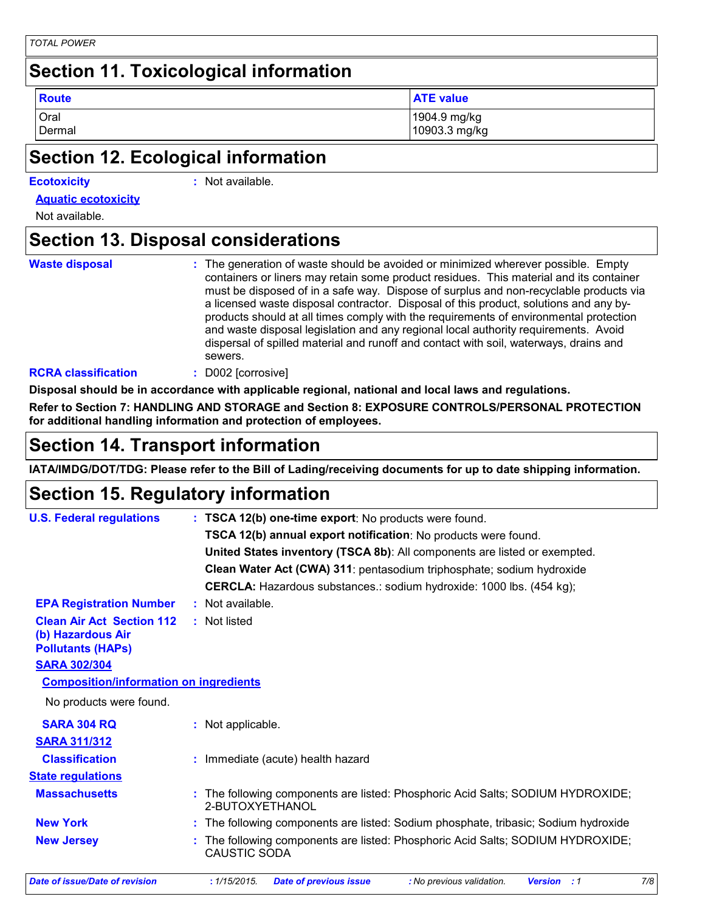## Section 11. Toxicological information

| Route | ATE value |
|---|---|
| Oral | 1904.9 mg/kg |
| Dermal | 10903.3 mg/kg |

## Section 12. Ecological information

**Ecotoxicity** : Not available.

**Aquatic ecotoxicity**

Not available.

## Section 13. Disposal considerations

**Waste disposal** : The generation of waste should be avoided or minimized wherever possible. Empty containers or liners may retain some product residues. This material and its container must be disposed of in a safe way. Dispose of surplus and non-recyclable products via a licensed waste disposal contractor. Disposal of this product, solutions and any by-products should at all times comply with the requirements of environmental protection and waste disposal legislation and any regional local authority requirements. Avoid dispersal of spilled material and runoff and contact with soil, waterways, drains and sewers.

**RCRA classification** : D002 [corrosive]

**Disposal should be in accordance with applicable regional, national and local laws and regulations.**

**Refer to Section 7: HANDLING AND STORAGE and Section 8: EXPOSURE CONTROLS/PERSONAL PROTECTION for additional handling information and protection of employees.**

## Section 14. Transport information

**IATA/IMDG/DOT/TDG: Please refer to the Bill of Lading/receiving documents for up to date shipping information.**

## Section 15. Regulatory information

**U.S. Federal regulations** : **TSCA 12(b) one-time export**: No products were found.

**TSCA 12(b) annual export notification**: No products were found.

**United States inventory (TSCA 8b)**: All components are listed or exempted.

**Clean Water Act (CWA) 311**: pentasodium triphosphate; sodium hydroxide

**CERCLA:** Hazardous substances.: sodium hydroxide: 1000 lbs. (454 kg);

**EPA Registration Number** : Not available.

**Clean Air Act Section 112 (b) Hazardous Air Pollutants (HAPs)** : Not listed

**SARA 302/304**

**Composition/information on ingredients**

No products were found.

**SARA 304 RQ** : Not applicable.

**SARA 311/312**

**Classification** : Immediate (acute) health hazard

**State regulations**

**Massachusetts** : The following components are listed: Phosphoric Acid Salts; SODIUM HYDROXIDE; 2-BUTOXYETHANOL

**New York** : The following components are listed: Sodium phosphate, tribasic; Sodium hydroxide

**New Jersey** : The following components are listed: Phosphoric Acid Salts; SODIUM HYDROXIDE; CAUSTIC SODA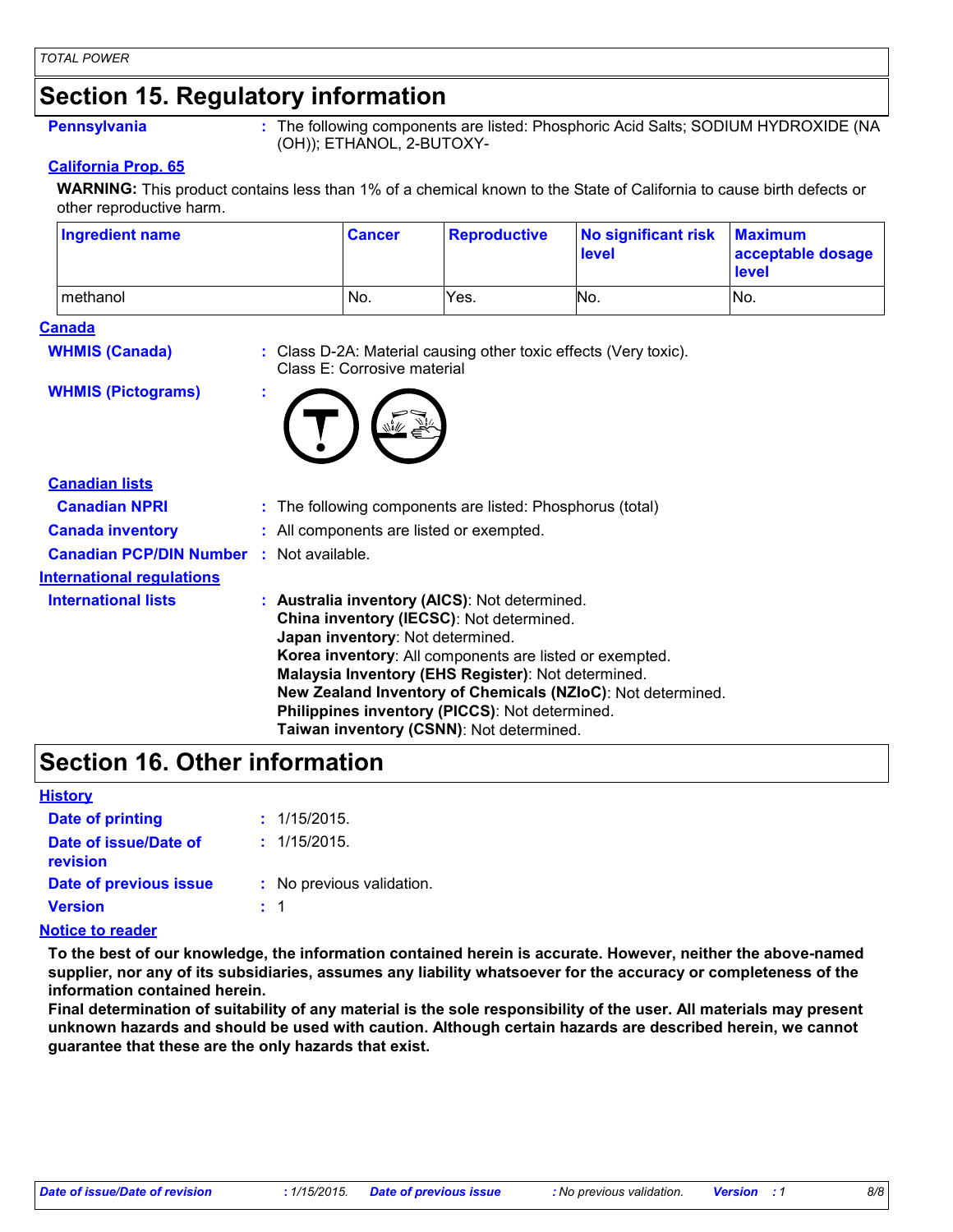## Section 15. Regulatory information

**Pennsylvania** : The following components are listed: Phosphoric Acid Salts; SODIUM HYDROXIDE (NA (OH)); ETHANOL, 2-BUTOXY-

**California Prop. 65**

**WARNING:** This product contains less than 1% of a chemical known to the State of California to cause birth defects or other reproductive harm.

| Ingredient name | Cancer | Reproductive | No significant risk level | Maximum acceptable dosage level |
|---|---|---|---|---|
| methanol | No. | Yes. | No. | No. |

**Canada**

**WHMIS (Canada)** : Class D-2A: Material causing other toxic effects (Very toxic).
Class E: Corrosive material

**WHMIS (Pictograms)** :

**Canadian lists**

**Canadian NPRI** : The following components are listed: Phosphorus (total)

**Canada inventory** : All components are listed or exempted.

**Canadian PCP/DIN Number** : Not available.

**International regulations**

**International lists** :
**Australia inventory (AICS)**: Not determined.
**China inventory (IECSC)**: Not determined.
**Japan inventory**: Not determined.
**Korea inventory**: All components are listed or exempted.
**Malaysia Inventory (EHS Register)**: Not determined.
**New Zealand Inventory of Chemicals (NZIoC)**: Not determined.
**Philippines inventory (PICCS)**: Not determined.
**Taiwan inventory (CSNN)**: Not determined.

## Section 16. Other information

**History**

**Date of printing** : 1/15/2015.

**Date of issue/Date of revision** : 1/15/2015.

**Date of previous issue** : No previous validation.

**Version** : 1

**Notice to reader**

**To the best of our knowledge, the information contained herein is accurate. However, neither the above-named supplier, nor any of its subsidiaries, assumes any liability whatsoever for the accuracy or completeness of the information contained herein.**

**Final determination of suitability of any material is the sole responsibility of the user. All materials may present unknown hazards and should be used with caution. Although certain hazards are described herein, we cannot guarantee that these are the only hazards that exist.**